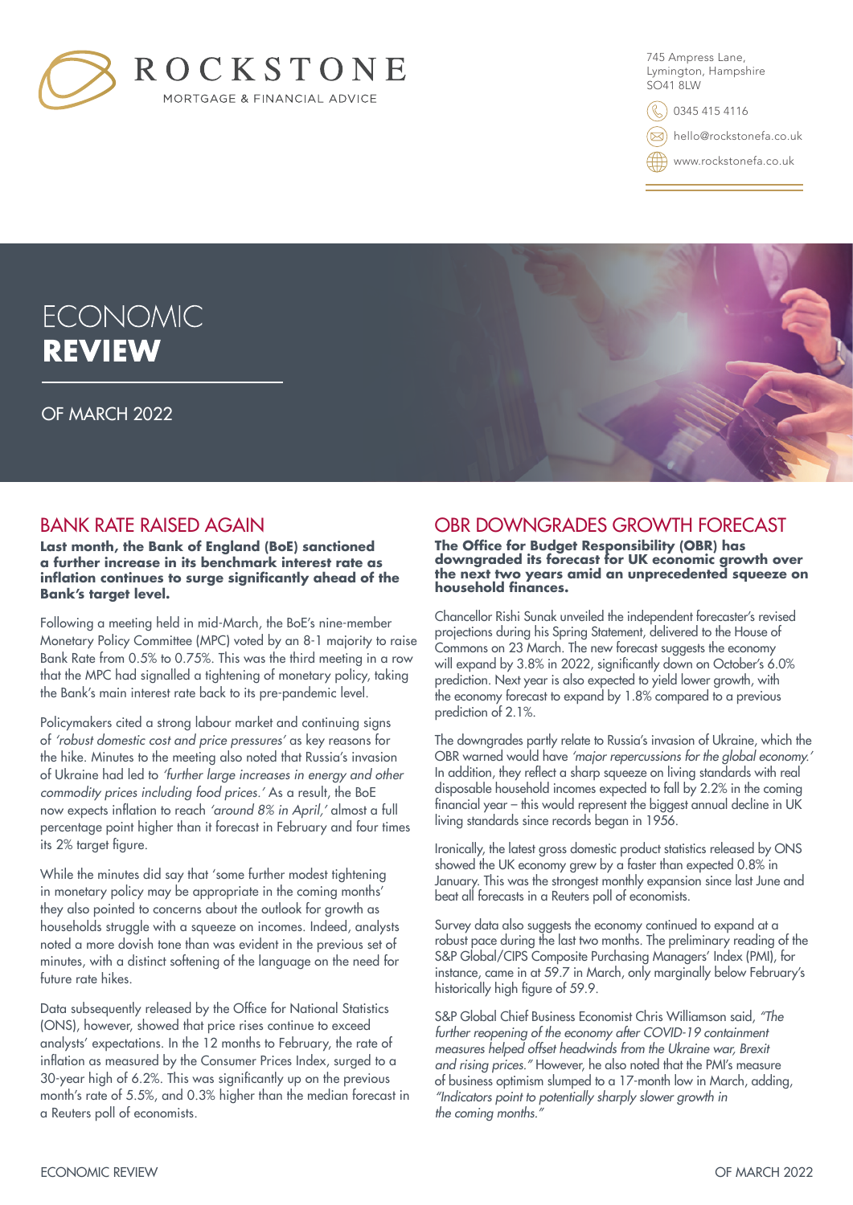ROCKSTONE

MORTGAGE & FINANCIAL ADVICE

745 Ampress Lane,
Lymington, Hampshire
SO41 8LW

0345 415 4116

hello@rockstonefa.co.uk

www.rockstonefa.co.uk

# ECONOMIC **REVIEW**

OF MARCH 2022

## BANK RATE RAISED AGAIN

**Last month, the Bank of England (BoE) sanctioned a further increase in its benchmark interest rate as inflation continues to surge significantly ahead of the Bank's target level.**

Following a meeting held in mid-March, the BoE's nine-member Monetary Policy Committee (MPC) voted by an 8-1 majority to raise Bank Rate from 0.5% to 0.75%. This was the third meeting in a row that the MPC had signalled a tightening of monetary policy, taking the Bank's main interest rate back to its pre-pandemic level.

Policymakers cited a strong labour market and continuing signs of *'robust domestic cost and price pressures'* as key reasons for the hike. Minutes to the meeting also noted that Russia's invasion of Ukraine had led to *'further large increases in energy and other commodity prices including food prices.'* As a result, the BoE now expects inflation to reach *'around 8% in April,'* almost a full percentage point higher than it forecast in February and four times its 2% target figure.

While the minutes did say that 'some further modest tightening in monetary policy may be appropriate in the coming months' they also pointed to concerns about the outlook for growth as households struggle with a squeeze on incomes. Indeed, analysts noted a more dovish tone than was evident in the previous set of minutes, with a distinct softening of the language on the need for future rate hikes.

Data subsequently released by the Office for National Statistics (ONS), however, showed that price rises continue to exceed analysts' expectations. In the 12 months to February, the rate of inflation as measured by the Consumer Prices Index, surged to a 30-year high of 6.2%. This was significantly up on the previous month's rate of 5.5%, and 0.3% higher than the median forecast in a Reuters poll of economists.

## OBR DOWNGRADES GROWTH FORECAST

**The Office for Budget Responsibility (OBR) has downgraded its forecast for UK economic growth over the next two years amid an unprecedented squeeze on household finances.**

Chancellor Rishi Sunak unveiled the independent forecaster's revised projections during his Spring Statement, delivered to the House of Commons on 23 March. The new forecast suggests the economy will expand by 3.8% in 2022, significantly down on October's 6.0% prediction. Next year is also expected to yield lower growth, with the economy forecast to expand by 1.8% compared to a previous prediction of 2.1%.

The downgrades partly relate to Russia's invasion of Ukraine, which the OBR warned would have *'major repercussions for the global economy.'* In addition, they reflect a sharp squeeze on living standards with real disposable household incomes expected to fall by 2.2% in the coming financial year – this would represent the biggest annual decline in UK living standards since records began in 1956.

Ironically, the latest gross domestic product statistics released by ONS showed the UK economy grew by a faster than expected 0.8% in January. This was the strongest monthly expansion since last June and beat all forecasts in a Reuters poll of economists.

Survey data also suggests the economy continued to expand at a robust pace during the last two months. The preliminary reading of the S&P Global/CIPS Composite Purchasing Managers' Index (PMI), for instance, came in at 59.7 in March, only marginally below February's historically high figure of 59.9.

S&P Global Chief Business Economist Chris Williamson said, *"The further reopening of the economy after COVID-19 containment measures helped offset headwinds from the Ukraine war, Brexit and rising prices."* However, he also noted that the PMI's measure of business optimism slumped to a 17-month low in March, adding, *"Indicators point to potentially sharply slower growth in the coming months."*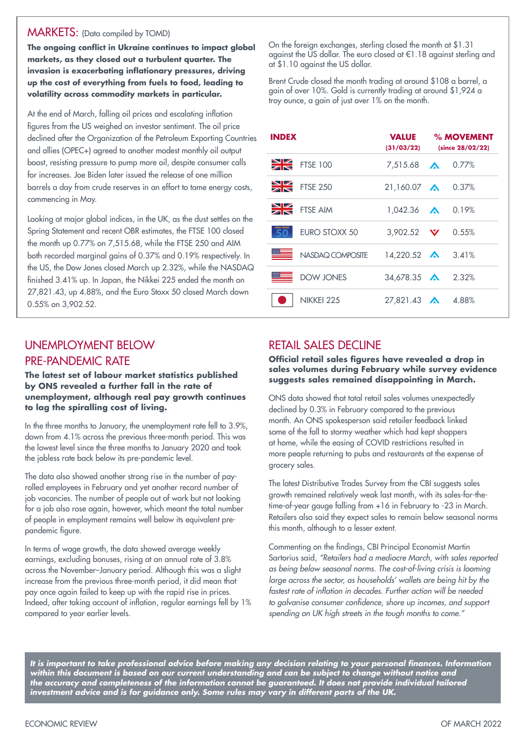## MARKETS: (Data compiled by TOMD)

**The ongoing conflict in Ukraine continues to impact global markets, as they closed out a turbulent quarter. The invasion is exacerbating inflationary pressures, driving up the cost of everything from fuels to food, leading to volatility across commodity markets in particular.**

At the end of March, falling oil prices and escalating inflation figures from the US weighed on investor sentiment. The oil price declined after the Organization of the Petroleum Exporting Countries and allies (OPEC+) agreed to another modest monthly oil output boost, resisting pressure to pump more oil, despite consumer calls for increases. Joe Biden later issued the release of one million barrels a day from crude reserves in an effort to tame energy costs, commencing in May.

Looking at major global indices, in the UK, as the dust settles on the Spring Statement and recent OBR estimates, the FTSE 100 closed the month up 0.77% on 7,515.68, while the FTSE 250 and AIM both recorded marginal gains of 0.37% and 0.19% respectively. In the US, the Dow Jones closed March up 2.32%, while the NASDAQ finished 3.41% up. In Japan, the Nikkei 225 ended the month on 27,821.43, up 4.88%, and the Euro Stoxx 50 closed March down 0.55% on 3,902.52.

On the foreign exchanges, sterling closed the month at $1.31 against the US dollar. The euro closed at €1.18 against sterling and at $1.10 against the US dollar.

Brent Crude closed the month trading at around $108 a barrel, a gain of over 10%. Gold is currently trading at around $1,924 a troy ounce, a gain of just over 1% on the month.

| INDEX | VALUE (31/03/22) | % MOVEMENT (since 28/02/22) |
|---|---|---|
| FTSE 100 | 7,515.68 | ▲ 0.77% |
| FTSE 250 | 21,160.07 | ▲ 0.37% |
| FTSE AIM | 1,042.36 | ▲ 0.19% |
| EURO STOXX 50 | 3,902.52 | ▼ 0.55% |
| NASDAQ COMPOSITE | 14,220.52 | ▲ 3.41% |
| DOW JONES | 34,678.35 | ▲ 2.32% |
| NIKKEI 225 | 27,821.43 | ▲ 4.88% |

## UNEMPLOYMENT BELOW PRE-PANDEMIC RATE

**The latest set of labour market statistics published by ONS revealed a further fall in the rate of unemployment, although real pay growth continues to lag the spiralling cost of living.**

In the three months to January, the unemployment rate fell to 3.9%, down from 4.1% across the previous three-month period. This was the lowest level since the three months to January 2020 and took the jobless rate back below its pre-pandemic level.

The data also showed another strong rise in the number of pay-rolled employees in February and yet another record number of job vacancies. The number of people out of work but not looking for a job also rose again, however, which meant the total number of people in employment remains well below its equivalent pre-pandemic figure.

In terms of wage growth, the data showed average weekly earnings, excluding bonuses, rising at an annual rate of 3.8% across the November–January period. Although this was a slight increase from the previous three-month period, it did mean that pay once again failed to keep up with the rapid rise in prices. Indeed, after taking account of inflation, regular earnings fell by 1% compared to year earlier levels.

## RETAIL SALES DECLINE

**Official retail sales figures have revealed a drop in sales volumes during February while survey evidence suggests sales remained disappointing in March.**

ONS data showed that total retail sales volumes unexpectedly declined by 0.3% in February compared to the previous month. An ONS spokesperson said retailer feedback linked some of the fall to stormy weather which had kept shoppers at home, while the easing of COVID restrictions resulted in more people returning to pubs and restaurants at the expense of grocery sales.

The latest Distributive Trades Survey from the CBI suggests sales growth remained relatively weak last month, with its sales-for-the-time-of-year gauge falling from +16 in February to -23 in March. Retailers also said they expect sales to remain below seasonal norms this month, although to a lesser extent.

Commenting on the findings, CBI Principal Economist Martin Sartorius said, *"Retailers had a mediocre March, with sales reported as being below seasonal norms. The cost-of-living crisis is looming large across the sector, as households' wallets are being hit by the fastest rate of inflation in decades. Further action will be needed to galvanise consumer confidence, shore up incomes, and support spending on UK high streets in the tough months to come."*

***It is important to take professional advice before making any decision relating to your personal finances. Information within this document is based on our current understanding and can be subject to change without notice and the accuracy and completeness of the information cannot be guaranteed. It does not provide individual tailored investment advice and is for guidance only. Some rules may vary in different parts of the UK.***